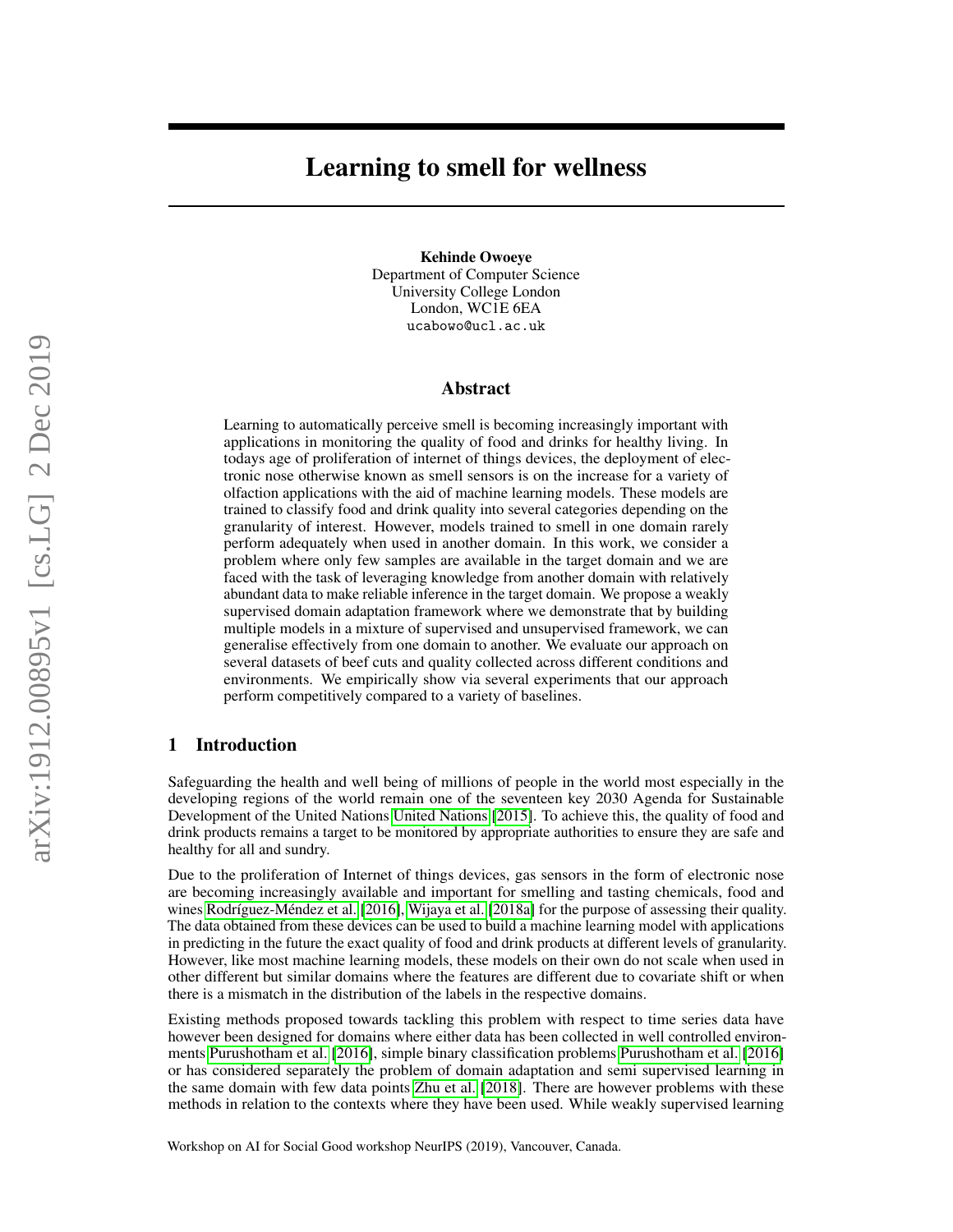# Learning to smell for wellness

**Kehinde Owoeye**
Department of Computer Science
University College London
London, WC1E 6EA
ucabowo@ucl.ac.uk

## Abstract

Learning to automatically perceive smell is becoming increasingly important with applications in monitoring the quality of food and drinks for healthy living. In todays age of proliferation of internet of things devices, the deployment of electronic nose otherwise known as smell sensors is on the increase for a variety of olfaction applications with the aid of machine learning models. These models are trained to classify food and drink quality into several categories depending on the granularity of interest. However, models trained to smell in one domain rarely perform adequately when used in another domain. In this work, we consider a problem where only few samples are available in the target domain and we are faced with the task of leveraging knowledge from another domain with relatively abundant data to make reliable inference in the target domain. We propose a weakly supervised domain adaptation framework where we demonstrate that by building multiple models in a mixture of supervised and unsupervised framework, we can generalise effectively from one domain to another. We evaluate our approach on several datasets of beef cuts and quality collected across different conditions and environments. We empirically show via several experiments that our approach perform competitively compared to a variety of baselines.

## 1 Introduction

Safeguarding the health and well being of millions of people in the world most especially in the developing regions of the world remain one of the seventeen key 2030 Agenda for Sustainable Development of the United Nations United Nations [2015]. To achieve this, the quality of food and drink products remains a target to be monitored by appropriate authorities to ensure they are safe and healthy for all and sundry.

Due to the proliferation of Internet of things devices, gas sensors in the form of electronic nose are becoming increasingly available and important for smelling and tasting chemicals, food and wines Rodríguez-Méndez et al. [2016], Wijaya et al. [2018a] for the purpose of assessing their quality. The data obtained from these devices can be used to build a machine learning model with applications in predicting in the future the exact quality of food and drink products at different levels of granularity. However, like most machine learning models, these models on their own do not scale when used in other different but similar domains where the features are different due to covariate shift or when there is a mismatch in the distribution of the labels in the respective domains.

Existing methods proposed towards tackling this problem with respect to time series data have however been designed for domains where either data has been collected in well controlled environments Purushotham et al. [2016], simple binary classification problems Purushotham et al. [2016] or has considered separately the problem of domain adaptation and semi supervised learning in the same domain with few data points Zhu et al. [2018]. There are however problems with these methods in relation to the contexts where they have been used. While weakly supervised learning

Workshop on AI for Social Good workshop NeurIPS (2019), Vancouver, Canada.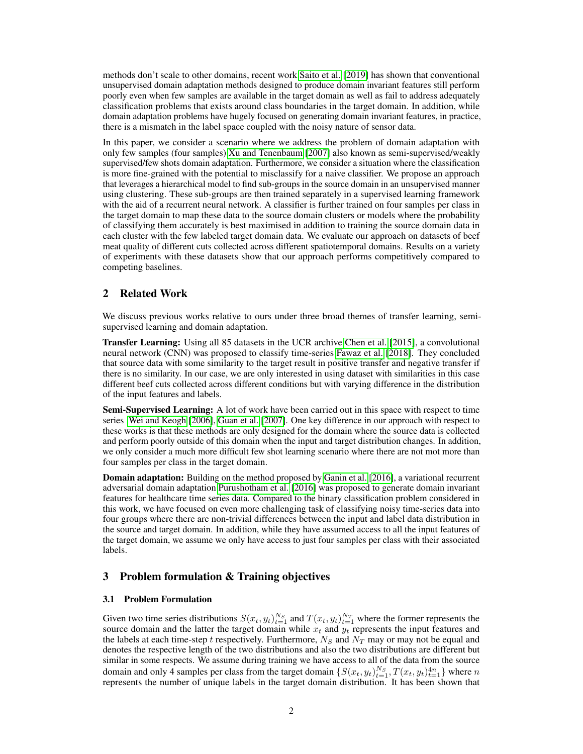methods don't scale to other domains, recent work Saito et al. [2019] has shown that conventional unsupervised domain adaptation methods designed to produce domain invariant features still perform poorly even when few samples are available in the target domain as well as fail to address adequately classification problems that exists around class boundaries in the target domain. In addition, while domain adaptation problems have hugely focused on generating domain invariant features, in practice, there is a mismatch in the label space coupled with the noisy nature of sensor data.

In this paper, we consider a scenario where we address the problem of domain adaptation with only few samples (four samples) Xu and Tenenbaum [2007] also known as semi-supervised/weakly supervised/few shots domain adaptation. Furthermore, we consider a situation where the classification is more fine-grained with the potential to misclassify for a naive classifier. We propose an approach that leverages a hierarchical model to find sub-groups in the source domain in an unsupervised manner using clustering. These sub-groups are then trained separately in a supervised learning framework with the aid of a recurrent neural network. A classifier is further trained on four samples per class in the target domain to map these data to the source domain clusters or models where the probability of classifying them accurately is best maximised in addition to training the source domain data in each cluster with the few labeled target domain data. We evaluate our approach on datasets of beef meat quality of different cuts collected across different spatiotemporal domains. Results on a variety of experiments with these datasets show that our approach performs competitively compared to competing baselines.

## 2 Related Work

We discuss previous works relative to ours under three broad themes of transfer learning, semi-supervised learning and domain adaptation.

**Transfer Learning:** Using all 85 datasets in the UCR archive Chen et al. [2015], a convolutional neural network (CNN) was proposed to classify time-series Fawaz et al. [2018]. They concluded that source data with some similarity to the target result in positive transfer and negative transfer if there is no similarity. In our case, we are only interested in using dataset with similarities in this case different beef cuts collected across different conditions but with varying difference in the distribution of the input features and labels.

**Semi-Supervised Learning:** A lot of work have been carried out in this space with respect to time series Wei and Keogh [2006], Guan et al. [2007]. One key difference in our approach with respect to these works is that these methods are only designed for the domain where the source data is collected and perform poorly outside of this domain when the input and target distribution changes. In addition, we only consider a much more difficult few shot learning scenario where there are not mot more than four samples per class in the target domain.

**Domain adaptation:** Building on the method proposed by Ganin et al. [2016], a variational recurrent adversarial domain adaptation Purushotham et al. [2016] was proposed to generate domain invariant features for healthcare time series data. Compared to the binary classification problem considered in this work, we have focused on even more challenging task of classifying noisy time-series data into four groups where there are non-trivial differences between the input and label data distribution in the source and target domain. In addition, while they have assumed access to all the input features of the target domain, we assume we only have access to just four samples per class with their associated labels.

## 3 Problem formulation & Training objectives

### 3.1 Problem Formulation

Given two time series distributions $S(x_t, y_t)_{t=1}^{N_S}$ and $T(x_t, y_t)_{t=1}^{N_T}$ where the former represents the source domain and the latter the target domain while $x_t$ and $y_t$ represents the input features and the labels at each time-step $t$ respectively. Furthermore, $N_S$ and $N_T$ may or may not be equal and denotes the respective length of the two distributions and also the two distributions are different but similar in some respects. We assume during training we have access to all of the data from the source domain and only 4 samples per class from the target domain $\{S(x_t, y_t)_{t=1}^{N_S}, T(x_t, y_t)_{t=1}^{4n}\}$ where $n$ represents the number of unique labels in the target domain distribution. It has been shown that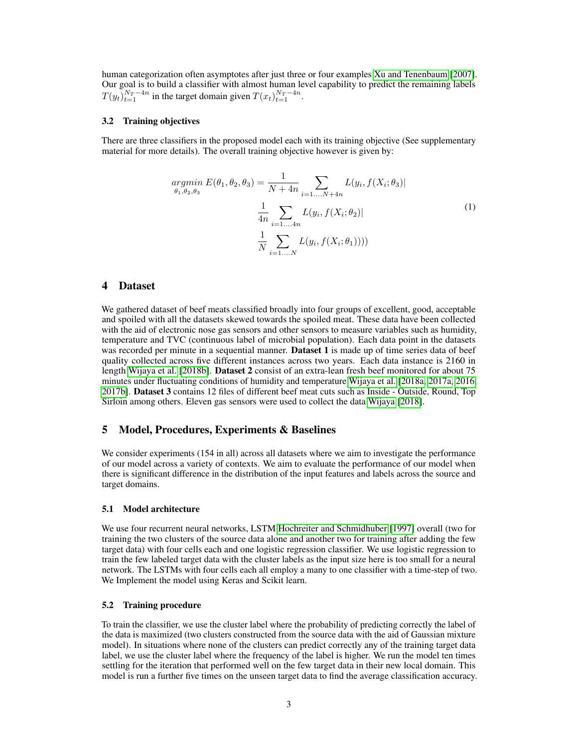human categorization often asymptotes after just three or four examples Xu and Tenenbaum [2007]. Our goal is to build a classifier with almost human level capability to predict the remaining labels $T(y_t)_{t=1}^{N_T-4n}$ in the target domain given $T(x_t)_{t=1}^{N_T-4n}$.

### 3.2 Training objectives

There are three classifiers in the proposed model each with its training objective (See supplementary material for more details). The overall training objective however is given by:

$$
\begin{aligned}
\underset{\theta_1,\theta_2,\theta_3}{argmin}\ E(\theta_1,\theta_2,\theta_3) = \frac{1}{N+4n} & \sum_{i=1....N+4n} L(y_i, f(X_i;\theta_3)| \\
& \frac{1}{4n} \sum_{i=1....4n} L(y_i, f(X_i;\theta_2)| \\
& \frac{1}{N} \sum_{i=1....N} L(y_i, f(X_i;\theta_1))))
\end{aligned}
\tag{1}
$$

## 4 Dataset

We gathered dataset of beef meats classified broadly into four groups of excellent, good, acceptable and spoiled with all the datasets skewed towards the spoiled meat. These data have been collected with the aid of electronic nose gas sensors and other sensors to measure variables such as humidity, temperature and TVC (continuous label of microbial population). Each data point in the datasets was recorded per minute in a sequential manner. **Dataset 1** is made up of time series data of beef quality collected across five different instances across two years. Each data instance is 2160 in length Wijaya et al. [2018b]. **Dataset 2** consist of an extra-lean fresh beef monitored for about 75 minutes under fluctuating conditions of humidity and temperature Wijaya et al. [2018a, 2017a, 2016, 2017b]. **Dataset 3** contains 12 files of different beef meat cuts such as Inside - Outside, Round, Top Sirloin among others. Eleven gas sensors were used to collect the data Wijaya [2018].

## 5 Model, Procedures, Experiments & Baselines

We consider experiments (154 in all) across all datasets where we aim to investigate the performance of our model across a variety of contexts. We aim to evaluate the performance of our model when there is significant difference in the distribution of the input features and labels across the source and target domains.

### 5.1 Model architecture

We use four recurrent neural networks, LSTM Hochreiter and Schmidhuber [1997] overall (two for training the two clusters of the source data alone and another two for training after adding the few target data) with four cells each and one logistic regression classifier. We use logistic regression to train the few labeled target data with the cluster labels as the input size here is too small for a neural network. The LSTMs with four cells each all employ a many to one classifier with a time-step of two. We Implement the model using Keras and Scikit learn.

### 5.2 Training procedure

To train the classifier, we use the cluster label where the probability of predicting correctly the label of the data is maximized (two clusters constructed from the source data with the aid of Gaussian mixture model). In situations where none of the clusters can predict correctly any of the training target data label, we use the cluster label where the frequency of the label is higher. We run the model ten times settling for the iteration that performed well on the few target data in their new local domain. This model is run a further five times on the unseen target data to find the average classification accuracy.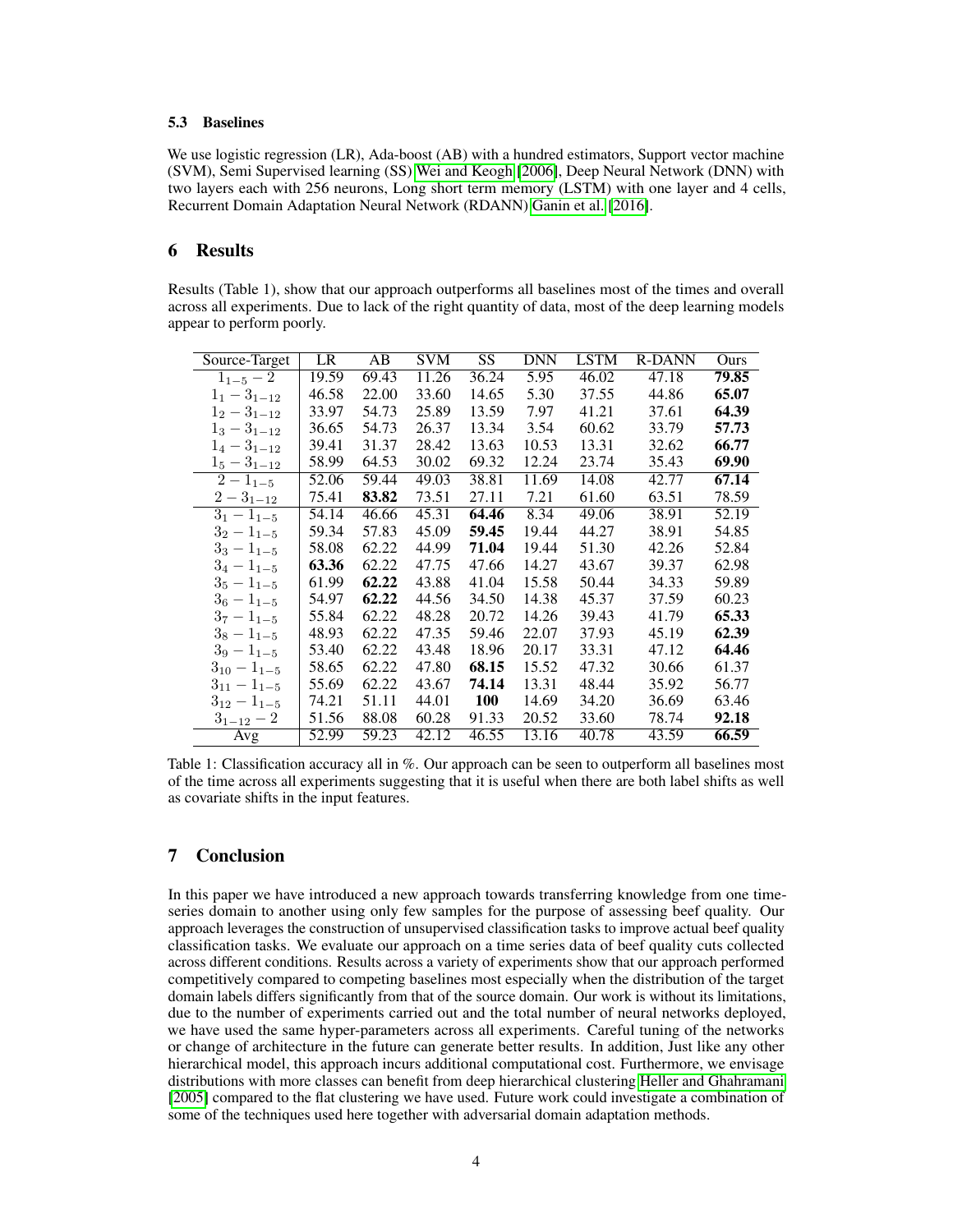### 5.3 Baselines

We use logistic regression (LR), Ada-boost (AB) with a hundred estimators, Support vector machine (SVM), Semi Supervised learning (SS) Wei and Keogh [2006], Deep Neural Network (DNN) with two layers each with 256 neurons, Long short term memory (LSTM) with one layer and 4 cells, Recurrent Domain Adaptation Neural Network (RDANN) Ganin et al. [2016].

## 6 Results

Results (Table 1), show that our approach outperforms all baselines most of the times and overall across all experiments. Due to lack of the right quantity of data, most of the deep learning models appear to perform poorly.

| Source-Target | LR | AB | SVM | SS | DNN | LSTM | R-DANN | Ours |
|---|---|---|---|---|---|---|---|---|
| $1_{1-5} - 2$ | 19.59 | 69.43 | 11.26 | 36.24 | 5.95 | 46.02 | 47.18 | **79.85** |
| $1_1 - 3_{1-12}$ | 46.58 | 22.00 | 33.60 | 14.65 | 5.30 | 37.55 | 44.86 | **65.07** |
| $1_2 - 3_{1-12}$ | 33.97 | 54.73 | 25.89 | 13.59 | 7.97 | 41.21 | 37.61 | **64.39** |
| $1_3 - 3_{1-12}$ | 36.65 | 54.73 | 26.37 | 13.34 | 3.54 | 60.62 | 33.79 | **57.73** |
| $1_4 - 3_{1-12}$ | 39.41 | 31.37 | 28.42 | 13.63 | 10.53 | 13.31 | 32.62 | **66.77** |
| $1_5 - 3_{1-12}$ | 58.99 | 64.53 | 30.02 | 69.32 | 12.24 | 23.74 | 35.43 | **69.90** |
| $2 - 1_{1-5}$ | 52.06 | 59.44 | 49.03 | 38.81 | 11.69 | 14.08 | 42.77 | **67.14** |
| $2 - 3_{1-12}$ | 75.41 | **83.82** | 73.51 | 27.11 | 7.21 | 61.60 | 63.51 | 78.59 |
| $3_1 - 1_{1-5}$ | 54.14 | 46.66 | 45.31 | **64.46** | 8.34 | 49.06 | 38.91 | 52.19 |
| $3_2 - 1_{1-5}$ | 59.34 | 57.83 | 45.09 | **59.45** | 19.44 | 44.27 | 38.91 | 54.85 |
| $3_3 - 1_{1-5}$ | 58.08 | 62.22 | 44.99 | **71.04** | 19.44 | 51.30 | 42.26 | 52.84 |
| $3_4 - 1_{1-5}$ | **63.36** | 62.22 | 47.75 | 47.66 | 14.27 | 43.67 | 39.37 | 62.98 |
| $3_5 - 1_{1-5}$ | 61.99 | **62.22** | 43.88 | 41.04 | 15.58 | 50.44 | 34.33 | 59.89 |
| $3_6 - 1_{1-5}$ | 54.97 | **62.22** | 44.56 | 34.50 | 14.38 | 45.37 | 37.59 | 60.23 |
| $3_7 - 1_{1-5}$ | 55.84 | 62.22 | 48.28 | 20.72 | 14.26 | 39.43 | 41.79 | **65.33** |
| $3_8 - 1_{1-5}$ | 48.93 | 62.22 | 47.35 | 59.46 | 22.07 | 37.93 | 45.19 | **62.39** |
| $3_9 - 1_{1-5}$ | 53.40 | 62.22 | 43.48 | 18.96 | 20.17 | 33.31 | 47.12 | **64.46** |
| $3_{10} - 1_{1-5}$ | 58.65 | 62.22 | 47.80 | **68.15** | 15.52 | 47.32 | 30.66 | 61.37 |
| $3_{11} - 1_{1-5}$ | 55.69 | 62.22 | 43.67 | **74.14** | 13.31 | 48.44 | 35.92 | 56.77 |
| $3_{12} - 1_{1-5}$ | 74.21 | 51.11 | 44.01 | **100** | 14.69 | 34.20 | 36.69 | 63.46 |
| $3_{1-12} - 2$ | 51.56 | 88.08 | 60.28 | 91.33 | 20.52 | 33.60 | 78.74 | **92.18** |
| Avg | 52.99 | 59.23 | 42.12 | 46.55 | 13.16 | 40.78 | 43.59 | **66.59** |

Table 1: Classification accuracy all in %. Our approach can be seen to outperform all baselines most of the time across all experiments suggesting that it is useful when there are both label shifts as well as covariate shifts in the input features.

## 7 Conclusion

In this paper we have introduced a new approach towards transferring knowledge from one time-series domain to another using only few samples for the purpose of assessing beef quality. Our approach leverages the construction of unsupervised classification tasks to improve actual beef quality classification tasks. We evaluate our approach on a time series data of beef quality cuts collected across different conditions. Results across a variety of experiments show that our approach performed competitively compared to competing baselines most especially when the distribution of the target domain labels differs significantly from that of the source domain. Our work is without its limitations, due to the number of experiments carried out and the total number of neural networks deployed, we have used the same hyper-parameters across all experiments. Careful tuning of the networks or change of architecture in the future can generate better results. In addition, Just like any other hierarchical model, this approach incurs additional computational cost. Furthermore, we envisage distributions with more classes can benefit from deep hierarchical clustering Heller and Ghahramani [2005] compared to the flat clustering we have used. Future work could investigate a combination of some of the techniques used here together with adversarial domain adaptation methods.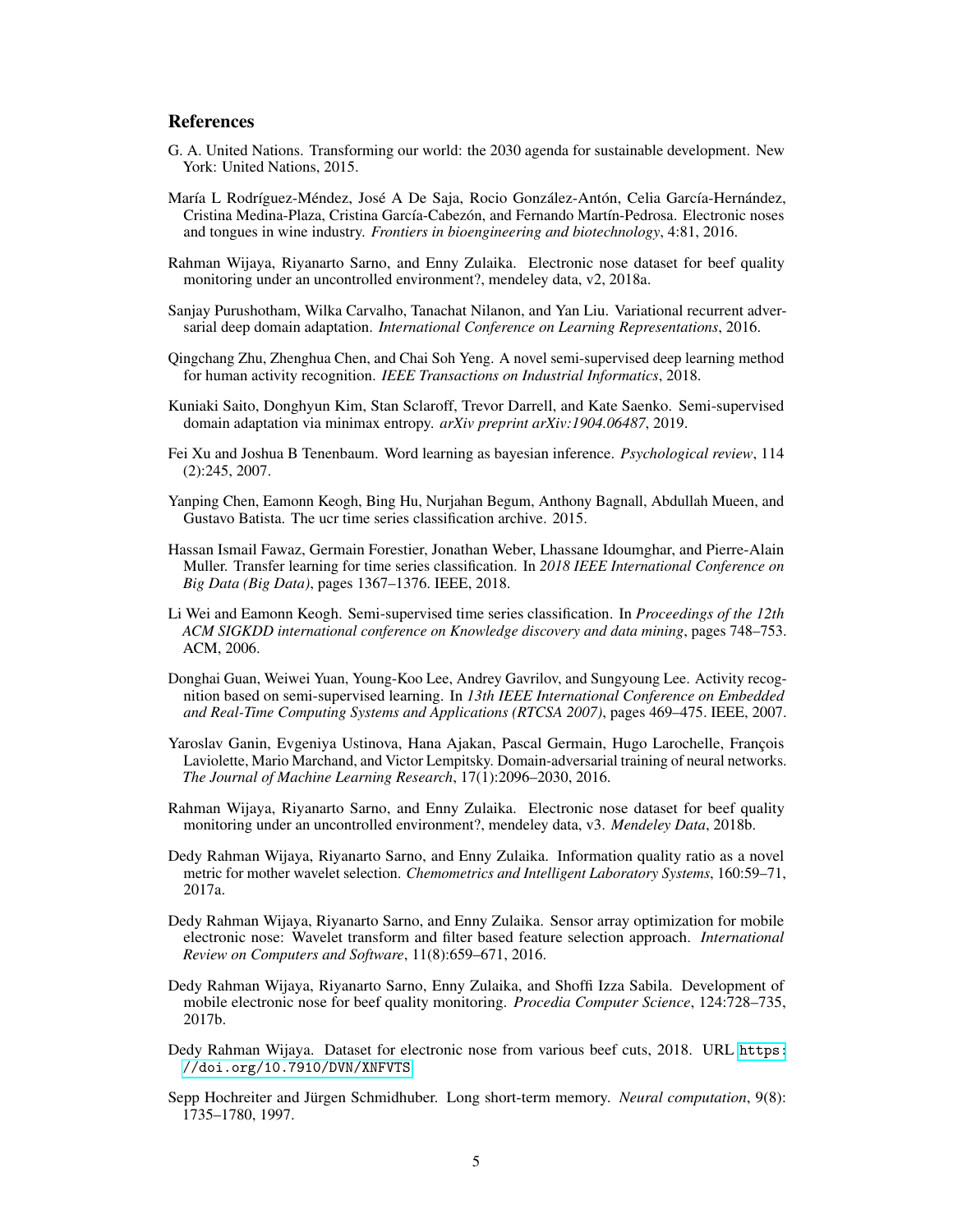## References

G. A. United Nations. Transforming our world: the 2030 agenda for sustainable development. New York: United Nations, 2015.

María L Rodríguez-Méndez, José A De Saja, Rocio González-Antón, Celia García-Hernández, Cristina Medina-Plaza, Cristina García-Cabezón, and Fernando Martín-Pedrosa. Electronic noses and tongues in wine industry. *Frontiers in bioengineering and biotechnology*, 4:81, 2016.

Rahman Wijaya, Riyanarto Sarno, and Enny Zulaika. Electronic nose dataset for beef quality monitoring under an uncontrolled environment?, mendeley data, v2, 2018a.

Sanjay Purushotham, Wilka Carvalho, Tanachat Nilanon, and Yan Liu. Variational recurrent adversarial deep domain adaptation. *International Conference on Learning Representations*, 2016.

Qingchang Zhu, Zhenghua Chen, and Chai Soh Yeng. A novel semi-supervised deep learning method for human activity recognition. *IEEE Transactions on Industrial Informatics*, 2018.

Kuniaki Saito, Donghyun Kim, Stan Sclaroff, Trevor Darrell, and Kate Saenko. Semi-supervised domain adaptation via minimax entropy. *arXiv preprint arXiv:1904.06487*, 2019.

Fei Xu and Joshua B Tenenbaum. Word learning as bayesian inference. *Psychological review*, 114 (2):245, 2007.

Yanping Chen, Eamonn Keogh, Bing Hu, Nurjahan Begum, Anthony Bagnall, Abdullah Mueen, and Gustavo Batista. The ucr time series classification archive. 2015.

Hassan Ismail Fawaz, Germain Forestier, Jonathan Weber, Lhassane Idoumghar, and Pierre-Alain Muller. Transfer learning for time series classification. In *2018 IEEE International Conference on Big Data (Big Data)*, pages 1367–1376. IEEE, 2018.

Li Wei and Eamonn Keogh. Semi-supervised time series classification. In *Proceedings of the 12th ACM SIGKDD international conference on Knowledge discovery and data mining*, pages 748–753. ACM, 2006.

Donghai Guan, Weiwei Yuan, Young-Koo Lee, Andrey Gavrilov, and Sungyoung Lee. Activity recognition based on semi-supervised learning. In *13th IEEE International Conference on Embedded and Real-Time Computing Systems and Applications (RTCSA 2007)*, pages 469–475. IEEE, 2007.

Yaroslav Ganin, Evgeniya Ustinova, Hana Ajakan, Pascal Germain, Hugo Larochelle, François Laviolette, Mario Marchand, and Victor Lempitsky. Domain-adversarial training of neural networks. *The Journal of Machine Learning Research*, 17(1):2096–2030, 2016.

Rahman Wijaya, Riyanarto Sarno, and Enny Zulaika. Electronic nose dataset for beef quality monitoring under an uncontrolled environment?, mendeley data, v3. *Mendeley Data*, 2018b.

Dedy Rahman Wijaya, Riyanarto Sarno, and Enny Zulaika. Information quality ratio as a novel metric for mother wavelet selection. *Chemometrics and Intelligent Laboratory Systems*, 160:59–71, 2017a.

Dedy Rahman Wijaya, Riyanarto Sarno, and Enny Zulaika. Sensor array optimization for mobile electronic nose: Wavelet transform and filter based feature selection approach. *International Review on Computers and Software*, 11(8):659–671, 2016.

Dedy Rahman Wijaya, Riyanarto Sarno, Enny Zulaika, and Shoffi Izza Sabila. Development of mobile electronic nose for beef quality monitoring. *Procedia Computer Science*, 124:728–735, 2017b.

Dedy Rahman Wijaya. Dataset for electronic nose from various beef cuts, 2018. URL `https://doi.org/10.7910/DVN/XNFVTS`.

Sepp Hochreiter and Jürgen Schmidhuber. Long short-term memory. *Neural computation*, 9(8): 1735–1780, 1997.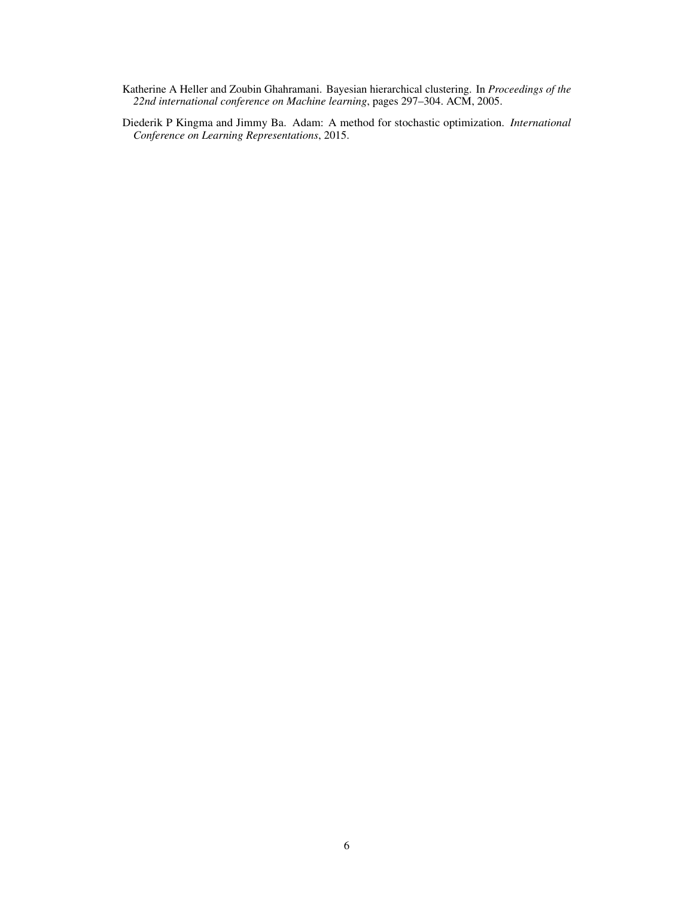Katherine A Heller and Zoubin Ghahramani. Bayesian hierarchical clustering. In *Proceedings of the 22nd international conference on Machine learning*, pages 297–304. ACM, 2005.

Diederik P Kingma and Jimmy Ba. Adam: A method for stochastic optimization. *International Conference on Learning Representations*, 2015.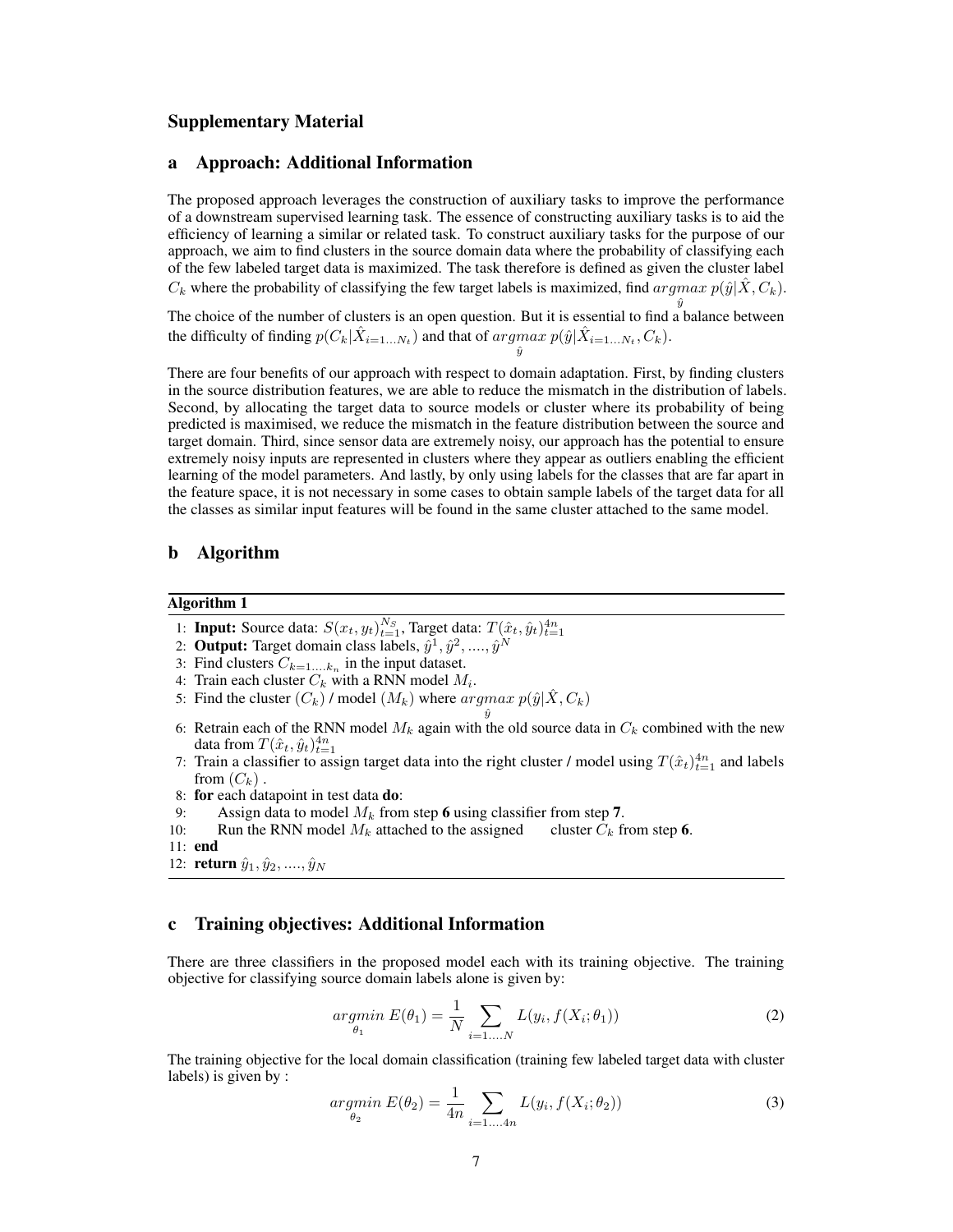## Supplementary Material

## a Approach: Additional Information

The proposed approach leverages the construction of auxiliary tasks to improve the performance of a downstream supervised learning task. The essence of constructing auxiliary tasks is to aid the efficiency of learning a similar or related task. To construct auxiliary tasks for the purpose of our approach, we aim to find clusters in the source domain data where the probability of classifying each of the few labeled target data is maximized. The task therefore is defined as given the cluster label $C_k$ where the probability of classifying the few target labels is maximized, find $\underset{\hat{y}}{argmax}\ p(\hat{y}|\hat{X}, C_k)$.

The choice of the number of clusters is an open question. But it is essential to find a balance between the difficulty of finding $p(C_k|\hat{X}_{i=1...N_t})$ and that of $\underset{\hat{y}}{argmax}\ p(\hat{y}|\hat{X}_{i=1...N_t}, C_k)$.

There are four benefits of our approach with respect to domain adaptation. First, by finding clusters in the source distribution features, we are able to reduce the mismatch in the distribution of labels. Second, by allocating the target data to source models or cluster where its probability of being predicted is maximised, we reduce the mismatch in the feature distribution between the source and target domain. Third, since sensor data are extremely noisy, our approach has the potential to ensure extremely noisy inputs are represented in clusters where they appear as outliers enabling the efficient learning of the model parameters. And lastly, by only using labels for the classes that are far apart in the feature space, it is not necessary in some cases to obtain sample labels of the target data for all the classes as similar input features will be found in the same cluster attached to the same model.

## b Algorithm

**Algorithm 1**

1: **Input:** Source data: $S(x_t, y_t)_{t=1}^{N_S}$, Target data: $T(\hat{x}_t, \hat{y}_t)_{t=1}^{4n}$
2: **Output:** Target domain class labels, $\hat{y}^1, \hat{y}^2, ...., \hat{y}^N$
3: Find clusters $C_{k=1....k_n}$ in the input dataset.
4: Train each cluster $C_k$ with a RNN model $M_i$.
5: Find the cluster $(C_k)$ / model $(M_k)$ where $\underset{\hat{y}}{argmax}\ p(\hat{y}|\hat{X}, C_k)$
6: Retrain each of the RNN model $M_k$ again with the old source data in $C_k$ combined with the new data from $T(\hat{x}_t, \hat{y}_t)_{t=1}^{4n}$
7: Train a classifier to assign target data into the right cluster / model using $T(\hat{x}_t)_{t=1}^{4n}$ and labels from $(C_k)$ .
8: **for** each datapoint in test data **do**:
9: Assign data to model $M_k$ from step **6** using classifier from step **7**.
10: Run the RNN model $M_k$ attached to the assigned cluster $C_k$ from step **6**.
11: **end**
12: **return** $\hat{y}_1, \hat{y}_2, ...., \hat{y}_N$

## c Training objectives: Additional Information

There are three classifiers in the proposed model each with its training objective. The training objective for classifying source domain labels alone is given by:

$$\underset{\theta_1}{argmin}\ E(\theta_1) = \frac{1}{N} \sum_{i=1....N} L(y_i, f(X_i; \theta_1)) \tag{2}$$

The training objective for the local domain classification (training few labeled target data with cluster labels) is given by :

$$\underset{\theta_2}{argmin}\ E(\theta_2) = \frac{1}{4n} \sum_{i=1....4n} L(y_i, f(X_i; \theta_2)) \tag{3}$$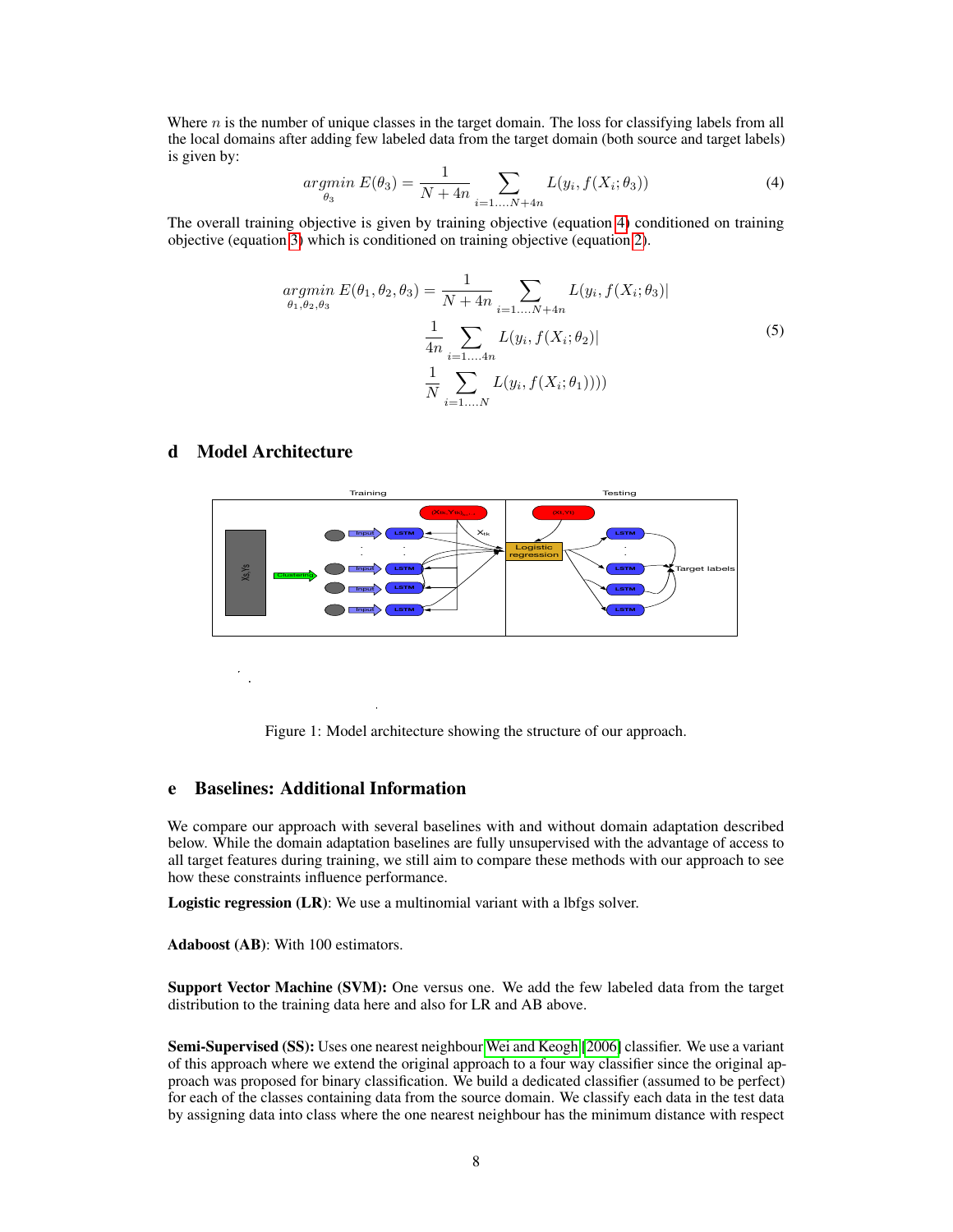Where $n$ is the number of unique classes in the target domain. The loss for classifying labels from all the local domains after adding few labeled data from the target domain (both source and target labels) is given by:

$$\underset{\theta_3}{argmin}\ E(\theta_3) = \frac{1}{N+4n} \sum_{i=1....N+4n} L(y_i, f(X_i;\theta_3)) \tag{4}$$

The overall training objective is given by training objective (equation 4) conditioned on training objective (equation 3) which is conditioned on training objective (equation 2).

$$\begin{aligned} \underset{\theta_1,\theta_2,\theta_3}{argmin}\ E(\theta_1,\theta_2,\theta_3) = & \frac{1}{N+4n} \sum_{i=1....N+4n} L(y_i, f(X_i;\theta_3)| \\ & \frac{1}{4n} \sum_{i=1....4n} L(y_i, f(X_i;\theta_2)| \\ & \frac{1}{N} \sum_{i=1....N} L(y_i, f(X_i;\theta_1)))) \end{aligned} \tag{5}$$

## d Model Architecture

Figure 1: Model architecture showing the structure of our approach.

## e Baselines: Additional Information

We compare our approach with several baselines with and without domain adaptation described below. While the domain adaptation baselines are fully unsupervised with the advantage of access to all target features during training, we still aim to compare these methods with our approach to see how these constraints influence performance.

**Logistic regression (LR)**: We use a multinomial variant with a lbfgs solver.

**Adaboost (AB)**: With 100 estimators.

**Support Vector Machine (SVM):** One versus one. We add the few labeled data from the target distribution to the training data here and also for LR and AB above.

**Semi-Supervised (SS):** Uses one nearest neighbour Wei and Keogh [2006] classifier. We use a variant of this approach where we extend the original approach to a four way classifier since the original approach was proposed for binary classification. We build a dedicated classifier (assumed to be perfect) for each of the classes containing data from the source domain. We classify each data in the test data by assigning data into class where the one nearest neighbour has the minimum distance with respect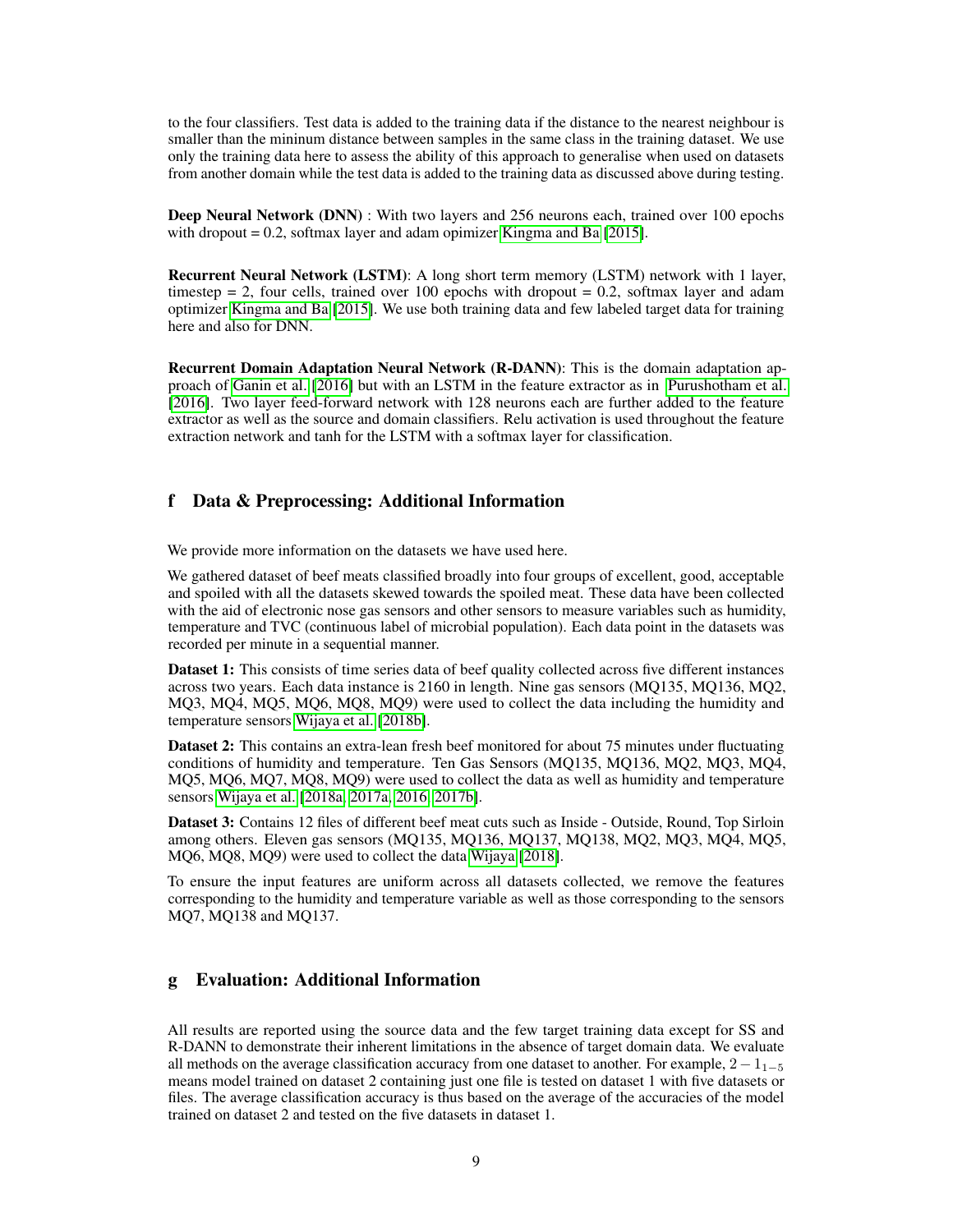to the four classifiers. Test data is added to the training data if the distance to the nearest neighbour is smaller than the mininum distance between samples in the same class in the training dataset. We use only the training data here to assess the ability of this approach to generalise when used on datasets from another domain while the test data is added to the training data as discussed above during testing.

**Deep Neural Network (DNN)** : With two layers and 256 neurons each, trained over 100 epochs with dropout = 0.2, softmax layer and adam opimizer Kingma and Ba [2015].

**Recurrent Neural Network (LSTM)**: A long short term memory (LSTM) network with 1 layer, timestep = 2, four cells, trained over 100 epochs with dropout = 0.2, softmax layer and adam optimizer Kingma and Ba [2015]. We use both training data and few labeled target data for training here and also for DNN.

**Recurrent Domain Adaptation Neural Network (R-DANN)**: This is the domain adaptation approach of Ganin et al. [2016] but with an LSTM in the feature extractor as in Purushotham et al. [2016]. Two layer feed-forward network with 128 neurons each are further added to the feature extractor as well as the source and domain classifiers. Relu activation is used throughout the feature extraction network and tanh for the LSTM with a softmax layer for classification.

## f Data & Preprocessing: Additional Information

We provide more information on the datasets we have used here.

We gathered dataset of beef meats classified broadly into four groups of excellent, good, acceptable and spoiled with all the datasets skewed towards the spoiled meat. These data have been collected with the aid of electronic nose gas sensors and other sensors to measure variables such as humidity, temperature and TVC (continuous label of microbial population). Each data point in the datasets was recorded per minute in a sequential manner.

**Dataset 1:** This consists of time series data of beef quality collected across five different instances across two years. Each data instance is 2160 in length. Nine gas sensors (MQ135, MQ136, MQ2, MQ3, MQ4, MQ5, MQ6, MQ8, MQ9) were used to collect the data including the humidity and temperature sensors Wijaya et al. [2018b].

**Dataset 2:** This contains an extra-lean fresh beef monitored for about 75 minutes under fluctuating conditions of humidity and temperature. Ten Gas Sensors (MQ135, MQ136, MQ2, MQ3, MQ4, MQ5, MQ6, MQ7, MQ8, MQ9) were used to collect the data as well as humidity and temperature sensors Wijaya et al. [2018a, 2017a, 2016, 2017b].

**Dataset 3:** Contains 12 files of different beef meat cuts such as Inside - Outside, Round, Top Sirloin among others. Eleven gas sensors (MQ135, MQ136, MQ137, MQ138, MQ2, MQ3, MQ4, MQ5, MQ6, MQ8, MQ9) were used to collect the data Wijaya [2018].

To ensure the input features are uniform across all datasets collected, we remove the features corresponding to the humidity and temperature variable as well as those corresponding to the sensors MQ7, MQ138 and MQ137.

## g Evaluation: Additional Information

All results are reported using the source data and the few target training data except for SS and R-DANN to demonstrate their inherent limitations in the absence of target domain data. We evaluate all methods on the average classification accuracy from one dataset to another. For example, $2 - 1_{1-5}$ means model trained on dataset 2 containing just one file is tested on dataset 1 with five datasets or files. The average classification accuracy is thus based on the average of the accuracies of the model trained on dataset 2 and tested on the five datasets in dataset 1.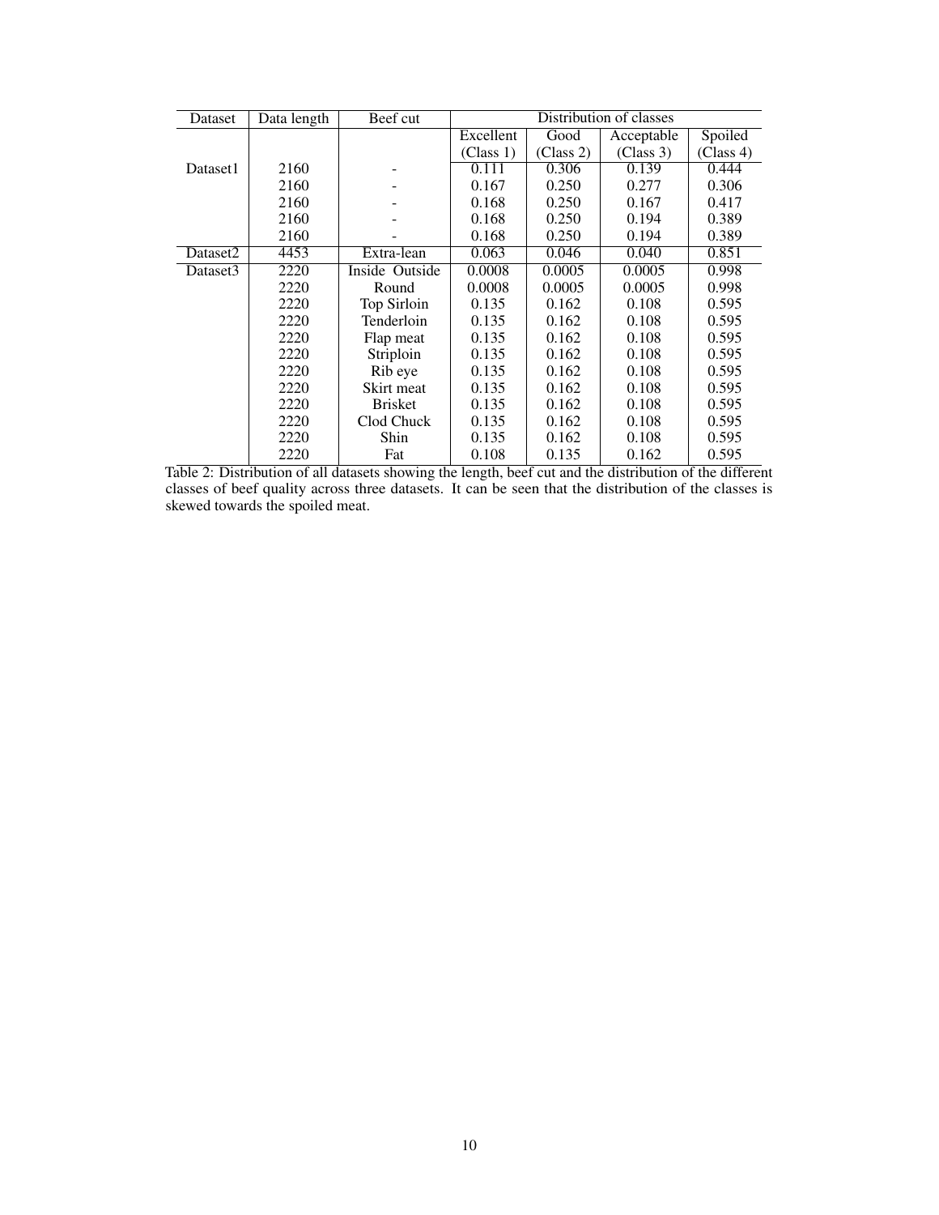| Dataset | Data length | Beef cut | Distribution of classes | | | |
|---|---|---|---|---|---|---|
| | | | Excellent (Class 1) | Good (Class 2) | Acceptable (Class 3) | Spoiled (Class 4) |
| Dataset1 | 2160 | - | 0.111 | 0.306 | 0.139 | 0.444 |
| | 2160 | - | 0.167 | 0.250 | 0.277 | 0.306 |
| | 2160 | - | 0.168 | 0.250 | 0.167 | 0.417 |
| | 2160 | - | 0.168 | 0.250 | 0.194 | 0.389 |
| | 2160 | - | 0.168 | 0.250 | 0.194 | 0.389 |
| Dataset2 | 4453 | Extra-lean | 0.063 | 0.046 | 0.040 | 0.851 |
| Dataset3 | 2220 | Inside Outside | 0.0008 | 0.0005 | 0.0005 | 0.998 |
| | 2220 | Round | 0.0008 | 0.0005 | 0.0005 | 0.998 |
| | 2220 | Top Sirloin | 0.135 | 0.162 | 0.108 | 0.595 |
| | 2220 | Tenderloin | 0.135 | 0.162 | 0.108 | 0.595 |
| | 2220 | Flap meat | 0.135 | 0.162 | 0.108 | 0.595 |
| | 2220 | Striploin | 0.135 | 0.162 | 0.108 | 0.595 |
| | 2220 | Rib eye | 0.135 | 0.162 | 0.108 | 0.595 |
| | 2220 | Skirt meat | 0.135 | 0.162 | 0.108 | 0.595 |
| | 2220 | Brisket | 0.135 | 0.162 | 0.108 | 0.595 |
| | 2220 | Clod Chuck | 0.135 | 0.162 | 0.108 | 0.595 |
| | 2220 | Shin | 0.135 | 0.162 | 0.108 | 0.595 |
| | 2220 | Fat | 0.108 | 0.135 | 0.162 | 0.595 |

Table 2: Distribution of all datasets showing the length, beef cut and the distribution of the different classes of beef quality across three datasets. It can be seen that the distribution of the classes is skewed towards the spoiled meat.